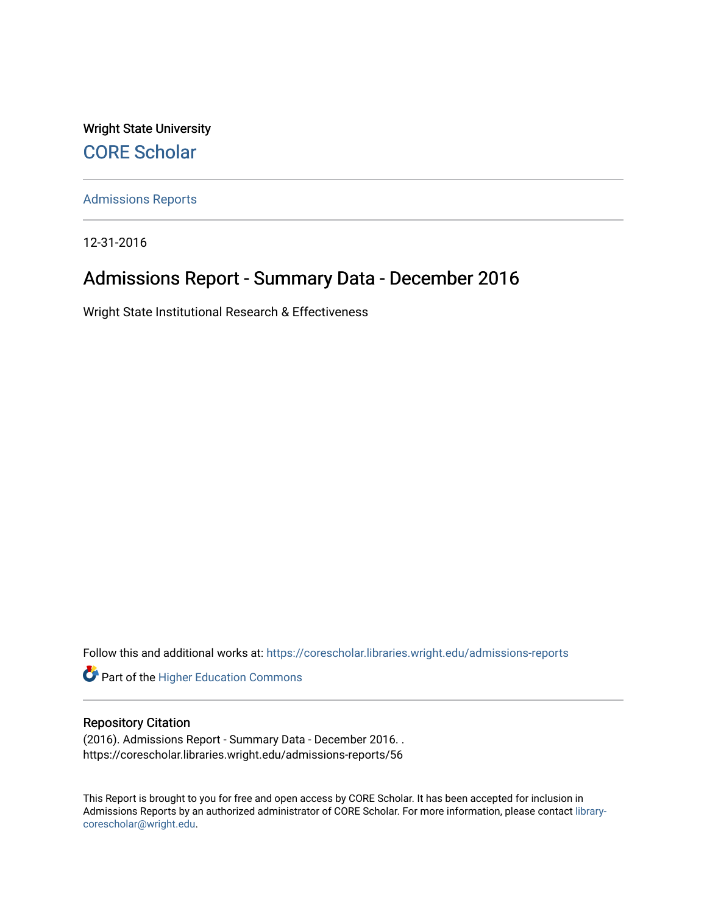Wright State University

CORE Scholar

---

Admissions Reports

---

12-31-2016

# Admissions Report - Summary Data - December 2016

Wright State Institutional Research & Effectiveness

Follow this and additional works at: https://corescholar.libraries.wright.edu/admissions-reports

Part of the Higher Education Commons

---

## Repository Citation

(2016). Admissions Report - Summary Data - December 2016. .
https://corescholar.libraries.wright.edu/admissions-reports/56

This Report is brought to you for free and open access by CORE Scholar. It has been accepted for inclusion in Admissions Reports by an authorized administrator of CORE Scholar. For more information, please contact library-corescholar@wright.edu.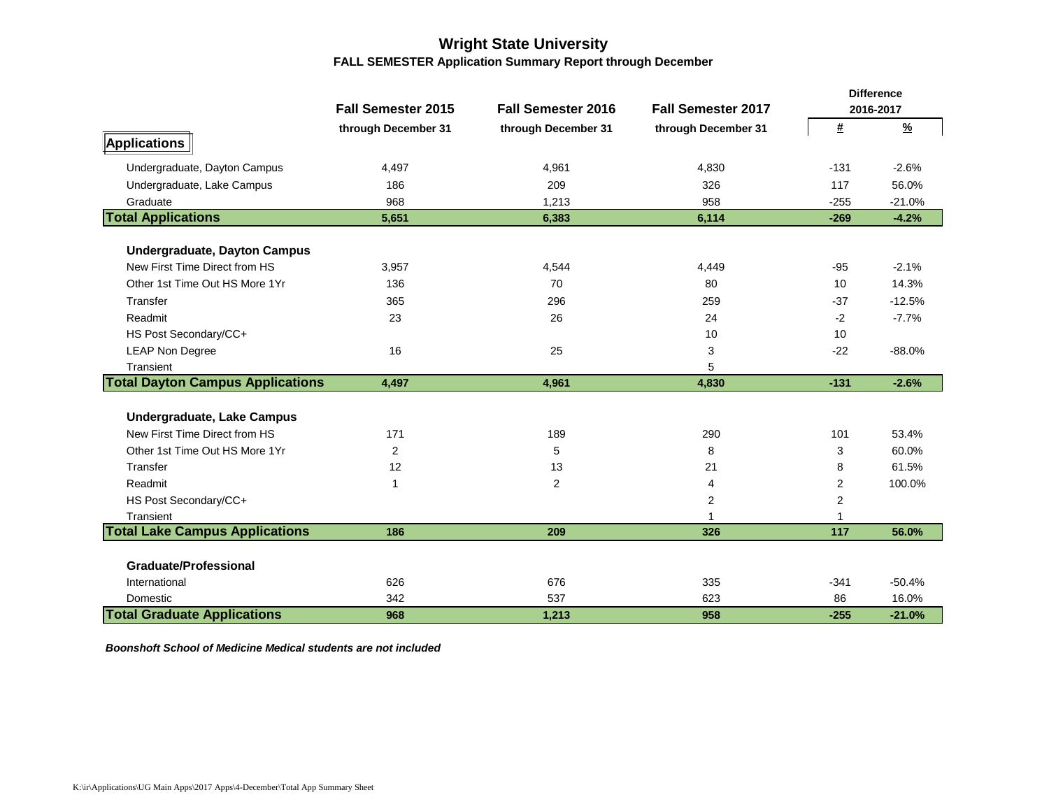# Wright State University

## FALL SEMESTER Application Summary Report through December

| | Fall Semester 2015 through December 31 | Fall Semester 2016 through December 31 | Fall Semester 2017 through December 31 | Difference 2016-2017 # | Difference 2016-2017 % |
|---|---|---|---|---|---|
| **Applications** | | | | | |
| Undergraduate, Dayton Campus | 4,497 | 4,961 | 4,830 | -131 | -2.6% |
| Undergraduate, Lake Campus | 186 | 209 | 326 | 117 | 56.0% |
| Graduate | 968 | 1,213 | 958 | -255 | -21.0% |
| **Total Applications** | **5,651** | **6,383** | **6,114** | **-269** | **-4.2%** |
| **Undergraduate, Dayton Campus** | | | | | |
| New First Time Direct from HS | 3,957 | 4,544 | 4,449 | -95 | -2.1% |
| Other 1st Time Out HS More 1Yr | 136 | 70 | 80 | 10 | 14.3% |
| Transfer | 365 | 296 | 259 | -37 | -12.5% |
| Readmit | 23 | 26 | 24 | -2 | -7.7% |
| HS Post Secondary/CC+ | | | 10 | 10 | |
| LEAP Non Degree | 16 | 25 | 3 | -22 | -88.0% |
| Transient | | | 5 | | |
| **Total Dayton Campus Applications** | **4,497** | **4,961** | **4,830** | **-131** | **-2.6%** |
| **Undergraduate, Lake Campus** | | | | | |
| New First Time Direct from HS | 171 | 189 | 290 | 101 | 53.4% |
| Other 1st Time Out HS More 1Yr | 2 | 5 | 8 | 3 | 60.0% |
| Transfer | 12 | 13 | 21 | 8 | 61.5% |
| Readmit | 1 | 2 | 4 | 2 | 100.0% |
| HS Post Secondary/CC+ | | | 2 | 2 | |
| Transient | | | 1 | 1 | |
| **Total Lake Campus Applications** | **186** | **209** | **326** | **117** | **56.0%** |
| **Graduate/Professional** | | | | | |
| International | 626 | 676 | 335 | -341 | -50.4% |
| Domestic | 342 | 537 | 623 | 86 | 16.0% |
| **Total Graduate Applications** | **968** | **1,213** | **958** | **-255** | **-21.0%** |

***Boonshoft School of Medicine Medical students are not included***

K:\ir\Applications\UG Main Apps\2017 Apps\4-December\Total App Summary Sheet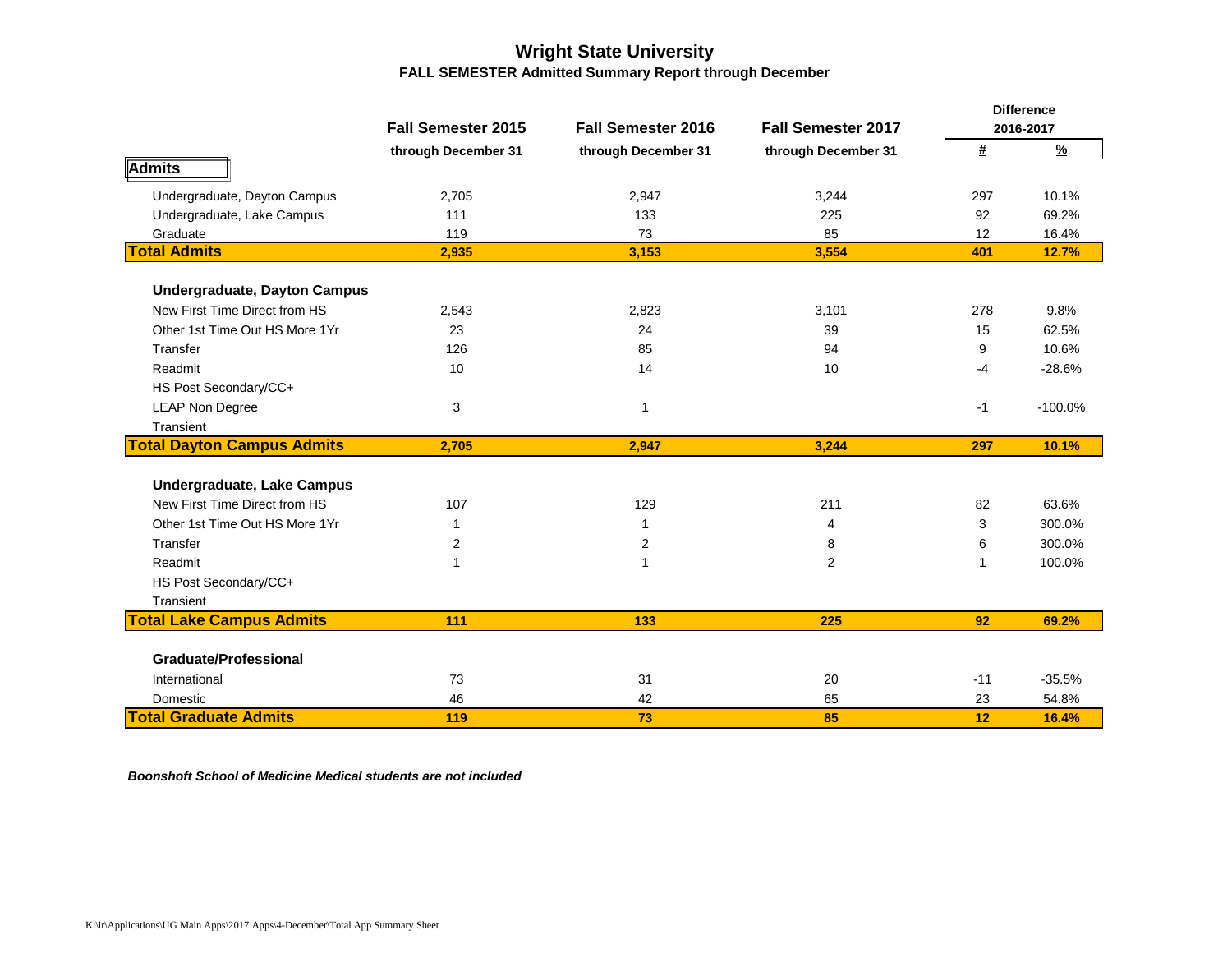# Wright State University

## FALL SEMESTER Admitted Summary Report through December

| | Fall Semester 2015 | Fall Semester 2016 | Fall Semester 2017 | Difference 2016-2017 | |
|---|---|---|---|---|---|
| | through December 31 | through December 31 | through December 31 | # | % |
| **Admits** | | | | | |
| Undergraduate, Dayton Campus | 2,705 | 2,947 | 3,244 | 297 | 10.1% |
| Undergraduate, Lake Campus | 111 | 133 | 225 | 92 | 69.2% |
| Graduate | 119 | 73 | 85 | 12 | 16.4% |
| **Total Admits** | **2,935** | **3,153** | **3,554** | **401** | **12.7%** |
| **Undergraduate, Dayton Campus** | | | | | |
| New First Time Direct from HS | 2,543 | 2,823 | 3,101 | 278 | 9.8% |
| Other 1st Time Out HS More 1Yr | 23 | 24 | 39 | 15 | 62.5% |
| Transfer | 126 | 85 | 94 | 9 | 10.6% |
| Readmit | 10 | 14 | 10 | -4 | -28.6% |
| HS Post Secondary/CC+ | | | | | |
| LEAP Non Degree | 3 | 1 | | -1 | -100.0% |
| Transient | | | | | |
| **Total Dayton Campus Admits** | **2,705** | **2,947** | **3,244** | **297** | **10.1%** |
| **Undergraduate, Lake Campus** | | | | | |
| New First Time Direct from HS | 107 | 129 | 211 | 82 | 63.6% |
| Other 1st Time Out HS More 1Yr | 1 | 1 | 4 | 3 | 300.0% |
| Transfer | 2 | 2 | 8 | 6 | 300.0% |
| Readmit | 1 | 1 | 2 | 1 | 100.0% |
| HS Post Secondary/CC+ | | | | | |
| Transient | | | | | |
| **Total Lake Campus Admits** | **111** | **133** | **225** | **92** | **69.2%** |
| **Graduate/Professional** | | | | | |
| International | 73 | 31 | 20 | -11 | -35.5% |
| Domestic | 46 | 42 | 65 | 23 | 54.8% |
| **Total Graduate Admits** | **119** | **73** | **85** | **12** | **16.4%** |

***Boonshoft School of Medicine Medical students are not included***

K:\ir\Applications\UG Main Apps\2017 Apps\4-December\Total App Summary Sheet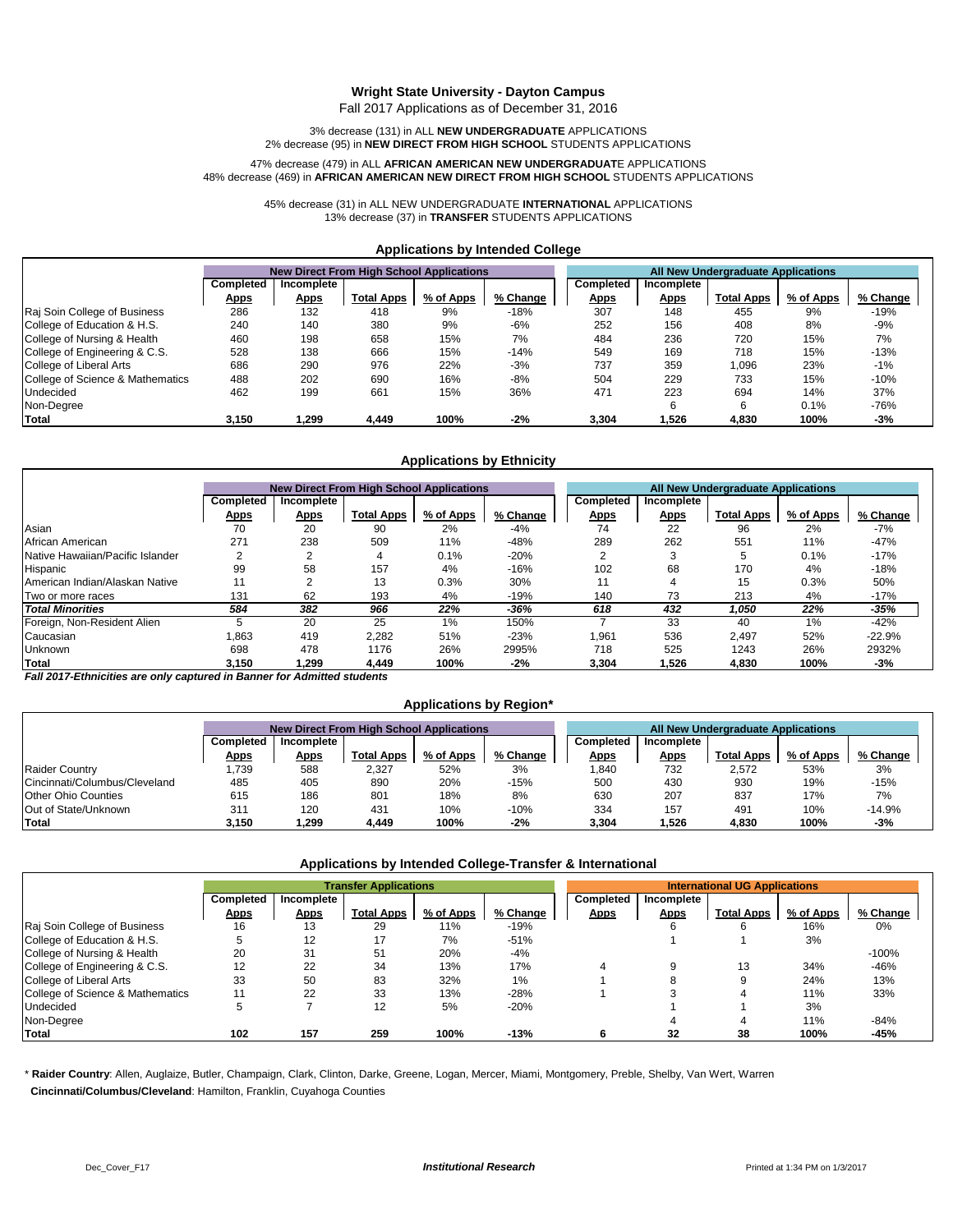# Wright State University - Dayton Campus

Fall 2017 Applications as of December 31, 2016

3% decrease (131) in ALL **NEW UNDERGRADUATE** APPLICATIONS
2% decrease (95) in **NEW DIRECT FROM HIGH SCHOOL** STUDENTS APPLICATIONS

47% decrease (479) in ALL **AFRICAN AMERICAN NEW UNDERGRADUAT**E APPLICATIONS
48% decrease (469) in **AFRICAN AMERICAN NEW DIRECT FROM HIGH SCHOOL** STUDENTS APPLICATIONS

45% decrease (31) in ALL NEW UNDERGRADUATE **INTERNATIONAL** APPLICATIONS
13% decrease (37) in **TRANSFER** STUDENTS APPLICATIONS

## Applications by Intended College

| | New Direct From High School Applications | | | | | All New Undergraduate Applications | | | | |
|---|---|---|---|---|---|---|---|---|---|---|
| | Completed Apps | Incomplete Apps | Total Apps | % of Apps | % Change | Completed Apps | Incomplete Apps | Total Apps | % of Apps | % Change |
| Raj Soin College of Business | 286 | 132 | 418 | 9% | -18% | 307 | 148 | 455 | 9% | -19% |
| College of Education & H.S. | 240 | 140 | 380 | 9% | -6% | 252 | 156 | 408 | 8% | -9% |
| College of Nursing & Health | 460 | 198 | 658 | 15% | 7% | 484 | 236 | 720 | 15% | 7% |
| College of Engineering & C.S. | 528 | 138 | 666 | 15% | -14% | 549 | 169 | 718 | 15% | -13% |
| College of Liberal Arts | 686 | 290 | 976 | 22% | -3% | 737 | 359 | 1,096 | 23% | -1% |
| College of Science & Mathematics | 488 | 202 | 690 | 16% | -8% | 504 | 229 | 733 | 15% | -10% |
| Undecided | 462 | 199 | 661 | 15% | 36% | 471 | 223 | 694 | 14% | 37% |
| Non-Degree | | | | | | | 6 | 6 | 0.1% | -76% |
| **Total** | **3,150** | **1,299** | **4,449** | **100%** | **-2%** | **3,304** | **1,526** | **4,830** | **100%** | **-3%** |

## Applications by Ethnicity

| | New Direct From High School Applications | | | | | All New Undergraduate Applications | | | | |
|---|---|---|---|---|---|---|---|---|---|---|
| | Completed Apps | Incomplete Apps | Total Apps | % of Apps | % Change | Completed Apps | Incomplete Apps | Total Apps | % of Apps | % Change |
| Asian | 70 | 20 | 90 | 2% | -4% | 74 | 22 | 96 | 2% | -7% |
| African American | 271 | 238 | 509 | 11% | -48% | 289 | 262 | 551 | 11% | -47% |
| Native Hawaiian/Pacific Islander | 2 | 2 | 4 | 0.1% | -20% | 2 | 3 | 5 | 0.1% | -17% |
| Hispanic | 99 | 58 | 157 | 4% | -16% | 102 | 68 | 170 | 4% | -18% |
| American Indian/Alaskan Native | 11 | 2 | 13 | 0.3% | 30% | 11 | 4 | 15 | 0.3% | 50% |
| Two or more races | 131 | 62 | 193 | 4% | -19% | 140 | 73 | 213 | 4% | -17% |
| ***Total Minorities*** | ***584*** | ***382*** | ***966*** | ***22%*** | ***-36%*** | ***618*** | ***432*** | ***1,050*** | ***22%*** | ***-35%*** |
| Foreign, Non-Resident Alien | 5 | 20 | 25 | 1% | 150% | 7 | 33 | 40 | 1% | -42% |
| Caucasian | 1,863 | 419 | 2,282 | 51% | -23% | 1,961 | 536 | 2,497 | 52% | -22.9% |
| Unknown | 698 | 478 | 1176 | 26% | 2995% | 718 | 525 | 1243 | 26% | 2932% |
| **Total** | **3,150** | **1,299** | **4,449** | **100%** | **-2%** | **3,304** | **1,526** | **4,830** | **100%** | **-3%** |

***Fall 2017-Ethnicities are only captured in Banner for Admitted students***

## Applications by Region*

| | New Direct From High School Applications | | | | | All New Undergraduate Applications | | | | |
|---|---|---|---|---|---|---|---|---|---|---|
| | Completed Apps | Incomplete Apps | Total Apps | % of Apps | % Change | Completed Apps | Incomplete Apps | Total Apps | % of Apps | % Change |
| Raider Country | 1,739 | 588 | 2,327 | 52% | 3% | 1,840 | 732 | 2,572 | 53% | 3% |
| Cincinnati/Columbus/Cleveland | 485 | 405 | 890 | 20% | -15% | 500 | 430 | 930 | 19% | -15% |
| Other Ohio Counties | 615 | 186 | 801 | 18% | 8% | 630 | 207 | 837 | 17% | 7% |
| Out of State/Unknown | 311 | 120 | 431 | 10% | -10% | 334 | 157 | 491 | 10% | -14.9% |
| **Total** | **3,150** | **1,299** | **4,449** | **100%** | **-2%** | **3,304** | **1,526** | **4,830** | **100%** | **-3%** |

## Applications by Intended College-Transfer & International

| | Transfer Applications | | | | | International UG Applications | | | | |
|---|---|---|---|---|---|---|---|---|---|---|
| | Completed Apps | Incomplete Apps | Total Apps | % of Apps | % Change | Completed Apps | Incomplete Apps | Total Apps | % of Apps | % Change |
| Raj Soin College of Business | 16 | 13 | 29 | 11% | -19% | | 6 | 6 | 16% | 0% |
| College of Education & H.S. | 5 | 12 | 17 | 7% | -51% | | 1 | 1 | 3% | |
| College of Nursing & Health | 20 | 31 | 51 | 20% | -4% | | | | | -100% |
| College of Engineering & C.S. | 12 | 22 | 34 | 13% | 17% | 4 | 9 | 13 | 34% | -46% |
| College of Liberal Arts | 33 | 50 | 83 | 32% | 1% | 1 | 8 | 9 | 24% | 13% |
| College of Science & Mathematics | 11 | 22 | 33 | 13% | -28% | 1 | 3 | 4 | 11% | 33% |
| Undecided | 5 | 7 | 12 | 5% | -20% | | 1 | 1 | 3% | |
| Non-Degree | | | | | | | 4 | 4 | 11% | -84% |
| **Total** | **102** | **157** | **259** | **100%** | **-13%** | **6** | **32** | **38** | **100%** | **-45%** |

\* **Raider Country**: Allen, Auglaize, Butler, Champaign, Clark, Clinton, Darke, Greene, Logan, Mercer, Miami, Montgomery, Preble, Shelby, Van Wert, Warren

**Cincinnati/Columbus/Cleveland**: Hamilton, Franklin, Cuyahoga Counties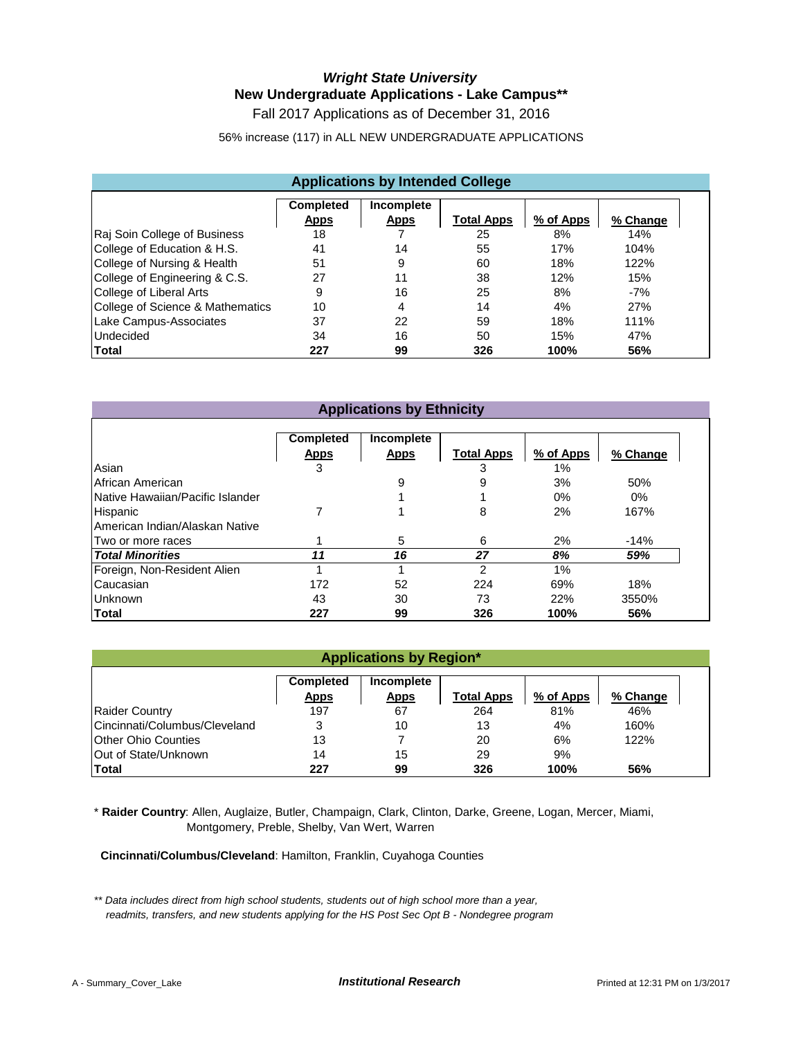# *Wright State University*

## New Undergraduate Applications - Lake Campus**

Fall 2017 Applications as of December 31, 2016

56% increase (117) in ALL NEW UNDERGRADUATE APPLICATIONS

### Applications by Intended College

| | Completed Apps | Incomplete Apps | Total Apps | % of Apps | % Change |
|---|---|---|---|---|---|
| Raj Soin College of Business | 18 | 7 | 25 | 8% | 14% |
| College of Education & H.S. | 41 | 14 | 55 | 17% | 104% |
| College of Nursing & Health | 51 | 9 | 60 | 18% | 122% |
| College of Engineering & C.S. | 27 | 11 | 38 | 12% | 15% |
| College of Liberal Arts | 9 | 16 | 25 | 8% | -7% |
| College of Science & Mathematics | 10 | 4 | 14 | 4% | 27% |
| Lake Campus-Associates | 37 | 22 | 59 | 18% | 111% |
| Undecided | 34 | 16 | 50 | 15% | 47% |
| **Total** | **227** | **99** | **326** | **100%** | **56%** |

### Applications by Ethnicity

| | Completed Apps | Incomplete Apps | Total Apps | % of Apps | % Change |
|---|---|---|---|---|---|
| Asian | 3 | | 3 | 1% | |
| African American | | 9 | 9 | 3% | 50% |
| Native Hawaiian/Pacific Islander | | 1 | 1 | 0% | 0% |
| Hispanic | 7 | 1 | 8 | 2% | 167% |
| American Indian/Alaskan Native | | | | | |
| Two or more races | 1 | 5 | 6 | 2% | -14% |
| ***Total Minorities*** | ***11*** | ***16*** | ***27*** | ***8%*** | ***59%*** |
| Foreign, Non-Resident Alien | 1 | 1 | 2 | 1% | |
| Caucasian | 172 | 52 | 224 | 69% | 18% |
| Unknown | 43 | 30 | 73 | 22% | 3550% |
| **Total** | **227** | **99** | **326** | **100%** | **56%** |

### Applications by Region*

| | Completed Apps | Incomplete Apps | Total Apps | % of Apps | % Change |
|---|---|---|---|---|---|
| Raider Country | 197 | 67 | 264 | 81% | 46% |
| Cincinnati/Columbus/Cleveland | 3 | 10 | 13 | 4% | 160% |
| Other Ohio Counties | 13 | 7 | 20 | 6% | 122% |
| Out of State/Unknown | 14 | 15 | 29 | 9% | |
| **Total** | **227** | **99** | **326** | **100%** | **56%** |

\* **Raider Country**: Allen, Auglaize, Butler, Champaign, Clark, Clinton, Darke, Greene, Logan, Mercer, Miami, Montgomery, Preble, Shelby, Van Wert, Warren

**Cincinnati/Columbus/Cleveland**: Hamilton, Franklin, Cuyahoga Counties

*** Data includes direct from high school students, students out of high school more than a year, readmits, transfers, and new students applying for the HS Post Sec Opt B - Nondegree program*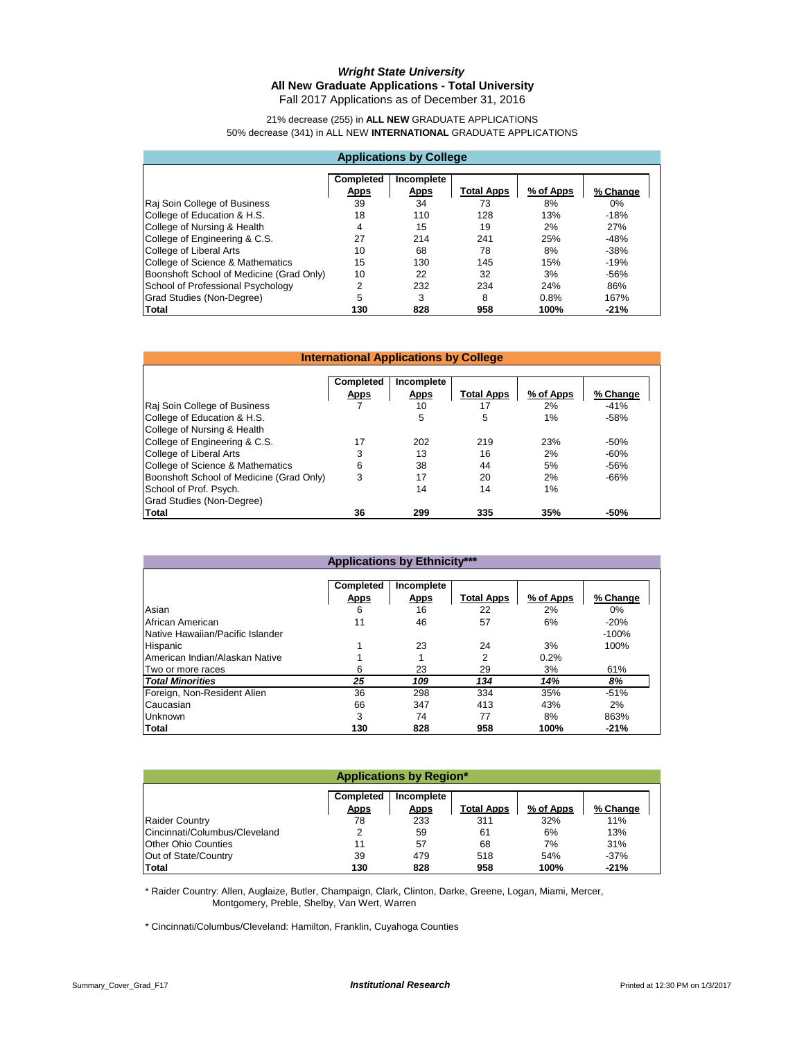***Wright State University***
**All New Graduate Applications - Total University**
Fall 2017 Applications as of December 31, 2016

21% decrease (255) in **ALL NEW** GRADUATE APPLICATIONS
50% decrease (341) in ALL NEW **INTERNATIONAL** GRADUATE APPLICATIONS

**Applications by College**

| | Completed Apps | Incomplete Apps | Total Apps | % of Apps | % Change |
|---|---|---|---|---|---|
| Raj Soin College of Business | 39 | 34 | 73 | 8% | 0% |
| College of Education & H.S. | 18 | 110 | 128 | 13% | -18% |
| College of Nursing & Health | 4 | 15 | 19 | 2% | 27% |
| College of Engineering & C.S. | 27 | 214 | 241 | 25% | -48% |
| College of Liberal Arts | 10 | 68 | 78 | 8% | -38% |
| College of Science & Mathematics | 15 | 130 | 145 | 15% | -19% |
| Boonshoft School of Medicine (Grad Only) | 10 | 22 | 32 | 3% | -56% |
| School of Professional Psychology | 2 | 232 | 234 | 24% | 86% |
| Grad Studies (Non-Degree) | 5 | 3 | 8 | 0.8% | 167% |
| **Total** | **130** | **828** | **958** | **100%** | **-21%** |

**International Applications by College**

| | Completed Apps | Incomplete Apps | Total Apps | % of Apps | % Change |
|---|---|---|---|---|---|
| Raj Soin College of Business | 7 | 10 | 17 | 2% | -41% |
| College of Education & H.S. | | 5 | 5 | 1% | -58% |
| College of Nursing & Health | | | | | |
| College of Engineering & C.S. | 17 | 202 | 219 | 23% | -50% |
| College of Liberal Arts | 3 | 13 | 16 | 2% | -60% |
| College of Science & Mathematics | 6 | 38 | 44 | 5% | -56% |
| Boonshoft School of Medicine (Grad Only) | 3 | 17 | 20 | 2% | -66% |
| School of Prof. Psych. | | 14 | 14 | 1% | |
| Grad Studies (Non-Degree) | | | | | |
| **Total** | **36** | **299** | **335** | **35%** | **-50%** |

**Applications by Ethnicity*****

| | Completed Apps | Incomplete Apps | Total Apps | % of Apps | % Change |
|---|---|---|---|---|---|
| Asian | 6 | 16 | 22 | 2% | 0% |
| African American | 11 | 46 | 57 | 6% | -20% |
| Native Hawaiian/Pacific Islander | | | | | -100% |
| Hispanic | 1 | 23 | 24 | 3% | 100% |
| American Indian/Alaskan Native | 1 | 1 | 2 | 0.2% | |
| Two or more races | 6 | 23 | 29 | 3% | 61% |
| ***Total Minorities*** | ***25*** | ***109*** | ***134*** | ***14%*** | ***8%*** |
| Foreign, Non-Resident Alien | 36 | 298 | 334 | 35% | -51% |
| Caucasian | 66 | 347 | 413 | 43% | 2% |
| Unknown | 3 | 74 | 77 | 8% | 863% |
| **Total** | **130** | **828** | **958** | **100%** | **-21%** |

**Applications by Region***

| | Completed Apps | Incomplete Apps | Total Apps | % of Apps | % Change |
|---|---|---|---|---|---|
| Raider Country | 78 | 233 | 311 | 32% | 11% |
| Cincinnati/Columbus/Cleveland | 2 | 59 | 61 | 6% | 13% |
| Other Ohio Counties | 11 | 57 | 68 | 7% | 31% |
| Out of State/Country | 39 | 479 | 518 | 54% | -37% |
| **Total** | **130** | **828** | **958** | **100%** | **-21%** |

\* Raider Country: Allen, Auglaize, Butler, Champaign, Clark, Clinton, Darke, Greene, Logan, Miami, Mercer, Montgomery, Preble, Shelby, Van Wert, Warren

\* Cincinnati/Columbus/Cleveland: Hamilton, Franklin, Cuyahoga Counties

Summary_Cover_Grad_F17 ***Institutional Research*** Printed at 12:30 PM on 1/3/2017